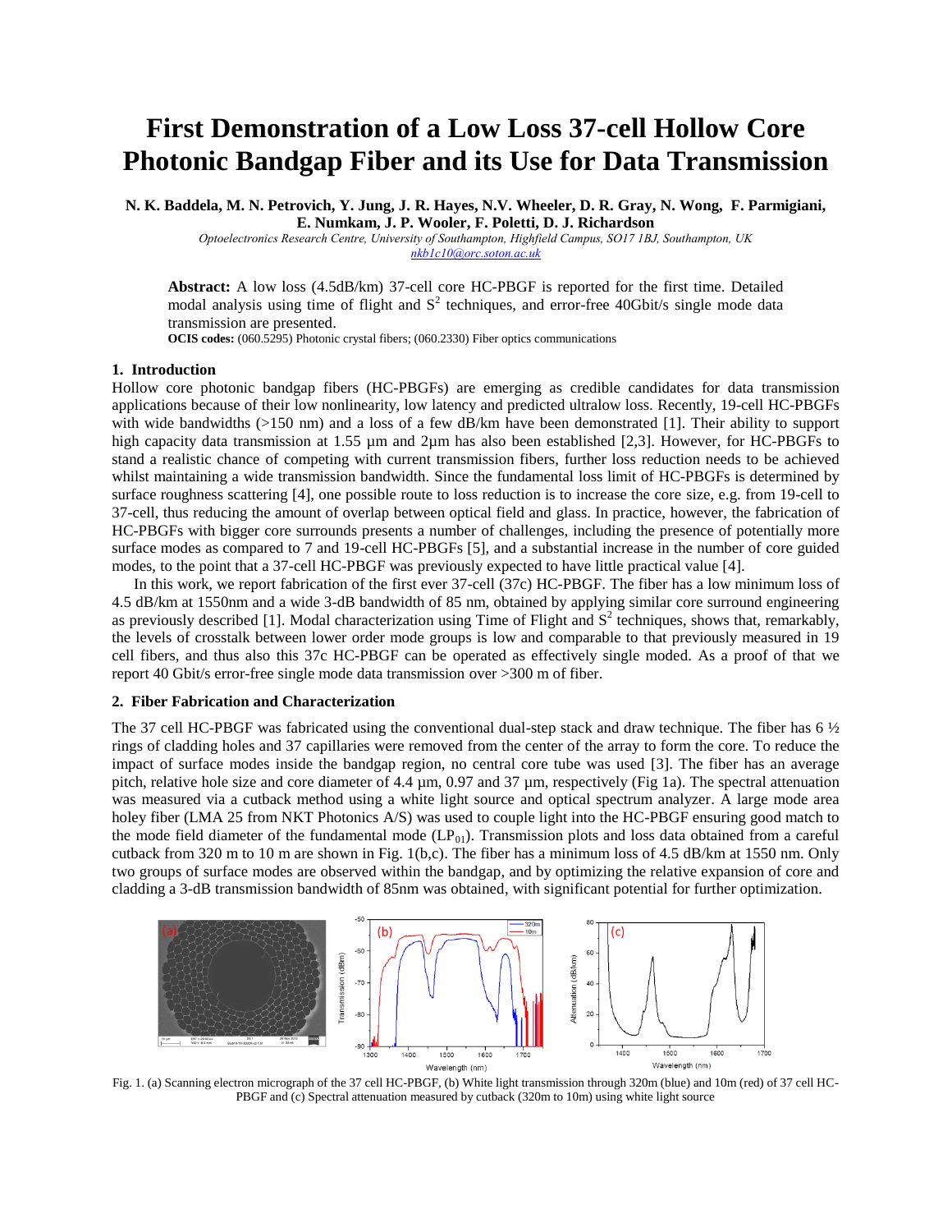# First Demonstration of a Low Loss 37-cell Hollow Core Photonic Bandgap Fiber and its Use for Data Transmission

**N. K. Baddela, M. N. Petrovich, Y. Jung, J. R. Hayes, N.V. Wheeler, D. R. Gray, N. Wong, F. Parmigiani, E. Numkam, J. P. Wooler, F. Poletti, D. J. Richardson**

*Optoelectronics Research Centre, University of Southampton, Highfield Campus, SO17 1BJ, Southampton, UK*
*nkb1c10@orc.soton.ac.uk*

**Abstract:** A low loss (4.5dB/km) 37-cell core HC-PBGF is reported for the first time. Detailed modal analysis using time of flight and $S^2$ techniques, and error-free 40Gbit/s single mode data transmission are presented.

**OCIS codes:** (060.5295) Photonic crystal fibers; (060.2330) Fiber optics communications

## 1. Introduction

Hollow core photonic bandgap fibers (HC-PBGFs) are emerging as credible candidates for data transmission applications because of their low nonlinearity, low latency and predicted ultralow loss. Recently, 19-cell HC-PBGFs with wide bandwidths (>150 nm) and a loss of a few dB/km have been demonstrated [1]. Their ability to support high capacity data transmission at 1.55 µm and 2µm has also been established [2,3]. However, for HC-PBGFs to stand a realistic chance of competing with current transmission fibers, further loss reduction needs to be achieved whilst maintaining a wide transmission bandwidth. Since the fundamental loss limit of HC-PBGFs is determined by surface roughness scattering [4], one possible route to loss reduction is to increase the core size, e.g. from 19-cell to 37-cell, thus reducing the amount of overlap between optical field and glass. In practice, however, the fabrication of HC-PBGFs with bigger core surrounds presents a number of challenges, including the presence of potentially more surface modes as compared to 7 and 19-cell HC-PBGFs [5], and a substantial increase in the number of core guided modes, to the point that a 37-cell HC-PBGF was previously expected to have little practical value [4].

In this work, we report fabrication of the first ever 37-cell (37c) HC-PBGF. The fiber has a low minimum loss of 4.5 dB/km at 1550nm and a wide 3-dB bandwidth of 85 nm, obtained by applying similar core surround engineering as previously described [1]. Modal characterization using Time of Flight and $S^2$ techniques, shows that, remarkably, the levels of crosstalk between lower order mode groups is low and comparable to that previously measured in 19 cell fibers, and thus also this 37c HC-PBGF can be operated as effectively single moded. As a proof of that we report 40 Gbit/s error-free single mode data transmission over >300 m of fiber.

## 2. Fiber Fabrication and Characterization

The 37 cell HC-PBGF was fabricated using the conventional dual-step stack and draw technique. The fiber has 6 ½ rings of cladding holes and 37 capillaries were removed from the center of the array to form the core. To reduce the impact of surface modes inside the bandgap region, no central core tube was used [3]. The fiber has an average pitch, relative hole size and core diameter of 4.4 µm, 0.97 and 37 µm, respectively (Fig 1a). The spectral attenuation was measured via a cutback method using a white light source and optical spectrum analyzer. A large mode area holey fiber (LMA 25 from NKT Photonics A/S) was used to couple light into the HC-PBGF ensuring good match to the mode field diameter of the fundamental mode ($LP_{01}$). Transmission plots and loss data obtained from a careful cutback from 320 m to 10 m are shown in Fig. 1(b,c). The fiber has a minimum loss of 4.5 dB/km at 1550 nm. Only two groups of surface modes are observed within the bandgap, and by optimizing the relative expansion of core and cladding a 3-dB transmission bandwidth of 85nm was obtained, with significant potential for further optimization.

Fig. 1. (a) Scanning electron micrograph of the 37 cell HC-PBGF, (b) White light transmission through 320m (blue) and 10m (red) of 37 cell HC-PBGF and (c) Spectral attenuation measured by cutback (320m to 10m) using white light source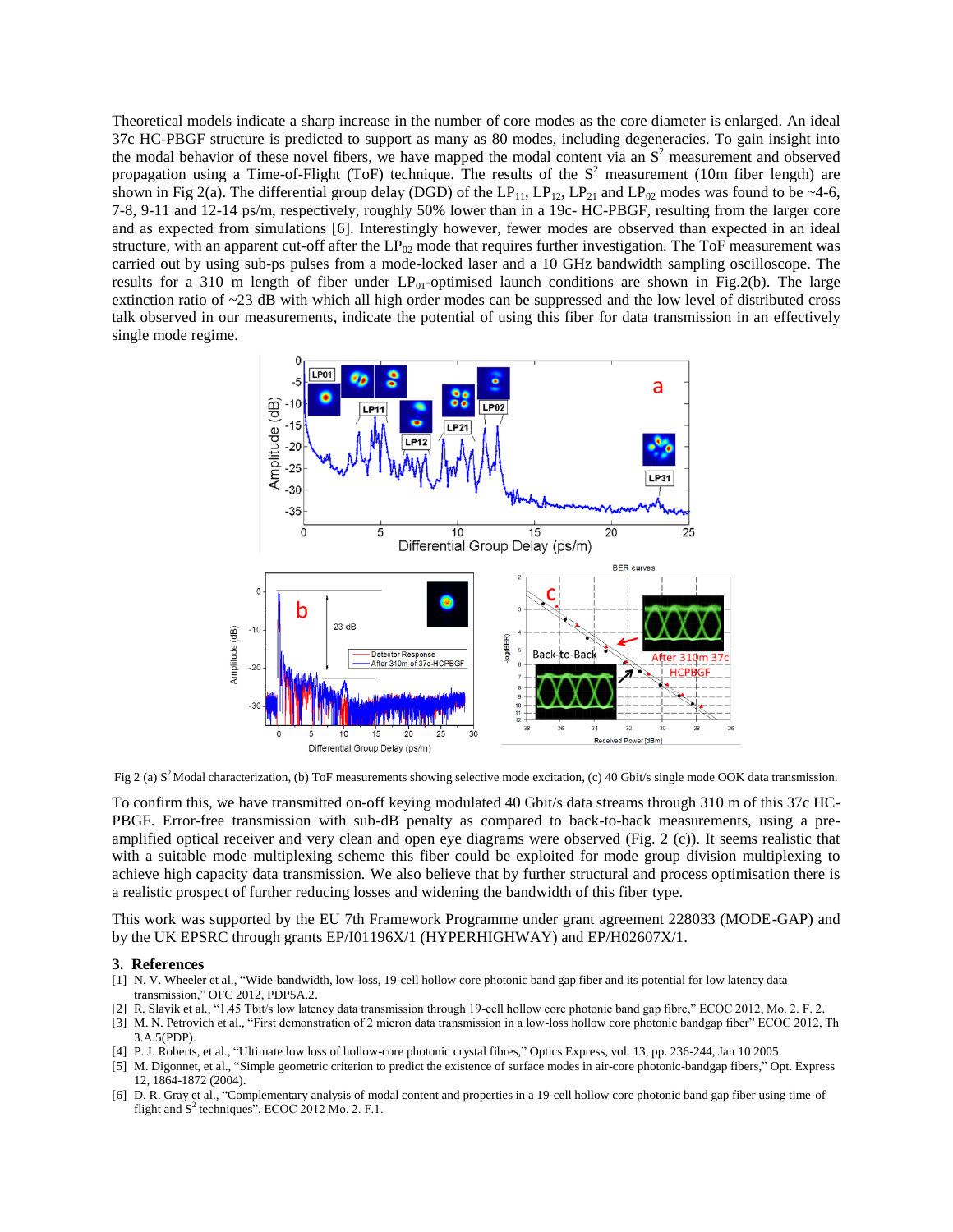Theoretical models indicate a sharp increase in the number of core modes as the core diameter is enlarged. An ideal 37c HC-PBGF structure is predicted to support as many as 80 modes, including degeneracies. To gain insight into the modal behavior of these novel fibers, we have mapped the modal content via an $S^2$ measurement and observed propagation using a Time-of-Flight (ToF) technique. The results of the $S^2$ measurement (10m fiber length) are shown in Fig 2(a). The differential group delay (DGD) of the $LP_{11}$, $LP_{12}$, $LP_{21}$ and $LP_{02}$ modes was found to be ~4-6, 7-8, 9-11 and 12-14 ps/m, respectively, roughly 50% lower than in a 19c- HC-PBGF, resulting from the larger core and as expected from simulations [6]. Interestingly however, fewer modes are observed than expected in an ideal structure, with an apparent cut-off after the $LP_{02}$ mode that requires further investigation. The ToF measurement was carried out by using sub-ps pulses from a mode-locked laser and a 10 GHz bandwidth sampling oscilloscope. The results for a 310 m length of fiber under $LP_{01}$-optimised launch conditions are shown in Fig.2(b). The large extinction ratio of ~23 dB with which all high order modes can be suppressed and the low level of distributed cross talk observed in our measurements, indicate the potential of using this fiber for data transmission in an effectively single mode regime.

a
Amplitude (dB)
0
-5
-10
-15
-20
-25
-30
-35
LP01
LP11
LP12
LP21
LP02
LP31
0
5
10
15
20
25
Differential Group Delay (ps/m)

b
Amplitude (dB)
0
-10
-20
-30
23 dB
Detector Response
After 310m of 37c-HCPBGF
0
5
10
15
20
25
30
Differential Group Delay (ps/m)

c
BER curves
-log(BER)
2
3
4
5
6
7
8
9
10
11
12
Back-to-Back
After 310m 37c HCPBGF
-38
-36
-34
-32
-30
-28
-26
Received Power [dBm]

Fig 2 (a) $S^2$ Modal characterization, (b) ToF measurements showing selective mode excitation, (c) 40 Gbit/s single mode OOK data transmission.

To confirm this, we have transmitted on-off keying modulated 40 Gbit/s data streams through 310 m of this 37c HC-PBGF. Error-free transmission with sub-dB penalty as compared to back-to-back measurements, using a pre-amplified optical receiver and very clean and open eye diagrams were observed (Fig. 2 (c)). It seems realistic that with a suitable mode multiplexing scheme this fiber could be exploited for mode group division multiplexing to achieve high capacity data transmission. We also believe that by further structural and process optimisation there is a realistic prospect of further reducing losses and widening the bandwidth of this fiber type.

This work was supported by the EU 7th Framework Programme under grant agreement 228033 (MODE-GAP) and by the UK EPSRC through grants EP/I01196X/1 (HYPERHIGHWAY) and EP/H02607X/1.

## 3. References

[1] N. V. Wheeler et al., "Wide-bandwidth, low-loss, 19-cell hollow core photonic band gap fiber and its potential for low latency data transmission," OFC 2012, PDP5A.2.

[2] R. Slavik et al., "1.45 Tbit/s low latency data transmission through 19-cell hollow core photonic band gap fibre," ECOC 2012, Mo. 2. F. 2.

[3] M. N. Petrovich et al., "First demonstration of 2 micron data transmission in a low-loss hollow core photonic bandgap fiber" ECOC 2012, Th 3.A.5(PDP).

[4] P. J. Roberts, et al., "Ultimate low loss of hollow-core photonic crystal fibres," Optics Express, vol. 13, pp. 236-244, Jan 10 2005.

[5] M. Digonnet, et al., "Simple geometric criterion to predict the existence of surface modes in air-core photonic-bandgap fibers," Opt. Express 12, 1864-1872 (2004).

[6] D. R. Gray et al., "Complementary analysis of modal content and properties in a 19-cell hollow core photonic band gap fiber using time-of flight and $S^2$ techniques", ECOC 2012 Mo. 2. F.1.